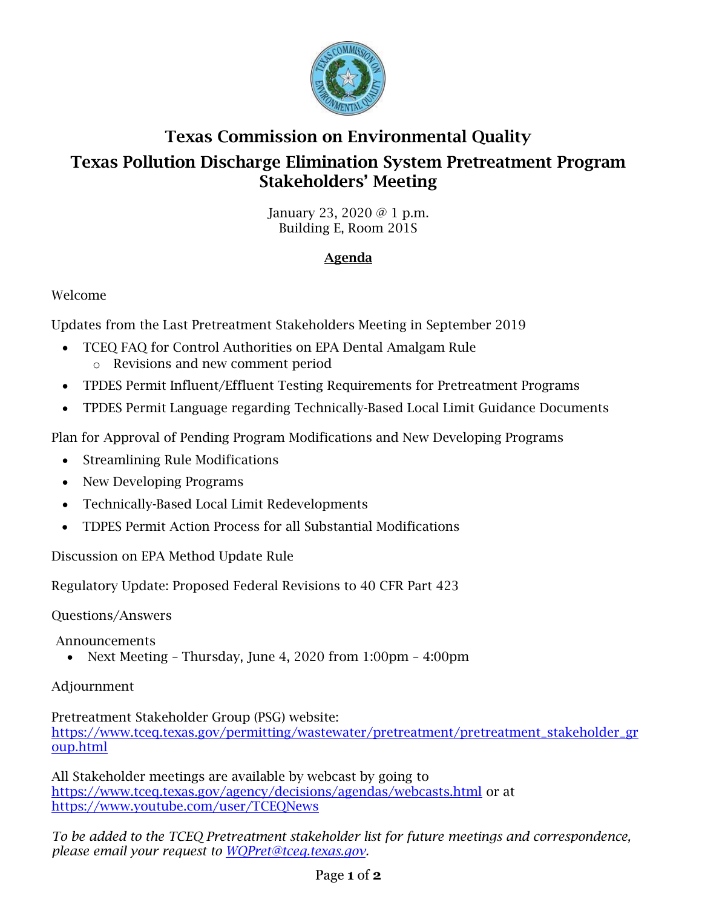# Texas Commission on Environmental Quality

## Texas Pollution Discharge Elimination System Pretreatment Program Stakeholders' Meeting

January 23, 2020 @ 1 p.m.
Building E, Room 201S

**Agenda**

Welcome

Updates from the Last Pretreatment Stakeholders Meeting in September 2019

- TCEQ FAQ for Control Authorities on EPA Dental Amalgam Rule
  - Revisions and new comment period
- TPDES Permit Influent/Effluent Testing Requirements for Pretreatment Programs
- TPDES Permit Language regarding Technically-Based Local Limit Guidance Documents

Plan for Approval of Pending Program Modifications and New Developing Programs

- Streamlining Rule Modifications
- New Developing Programs
- Technically-Based Local Limit Redevelopments
- TDPES Permit Action Process for all Substantial Modifications

Discussion on EPA Method Update Rule

Regulatory Update: Proposed Federal Revisions to 40 CFR Part 423

Questions/Answers

Announcements

- Next Meeting – Thursday, June 4, 2020 from 1:00pm – 4:00pm

Adjournment

Pretreatment Stakeholder Group (PSG) website:
https://www.tceq.texas.gov/permitting/wastewater/pretreatment/pretreatment_stakeholder_group.html

All Stakeholder meetings are available by webcast by going to https://www.tceq.texas.gov/agency/decisions/agendas/webcasts.html or at https://www.youtube.com/user/TCEQNews

*To be added to the TCEQ Pretreatment stakeholder list for future meetings and correspondence, please email your request to WQPret@tceq.texas.gov.*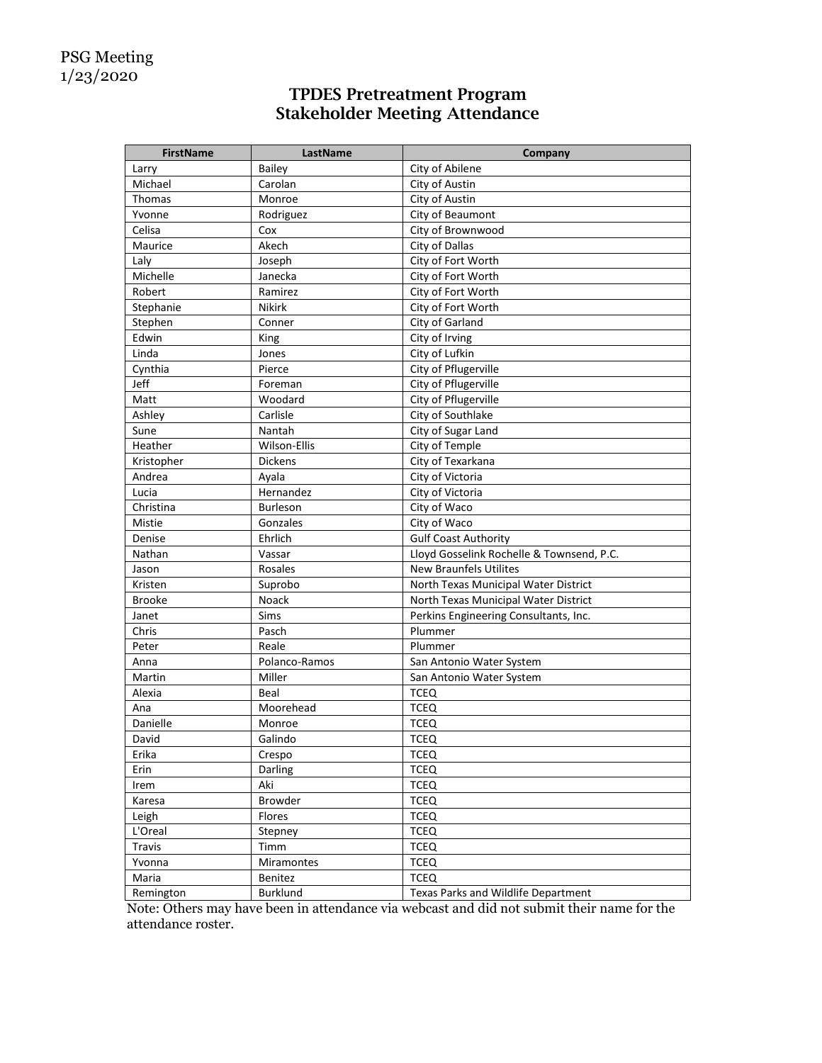PSG Meeting
1/23/2020

# TPDES Pretreatment Program
# Stakeholder Meeting Attendance

| FirstName | LastName | Company |
|---|---|---|
| Larry | Bailey | City of Abilene |
| Michael | Carolan | City of Austin |
| Thomas | Monroe | City of Austin |
| Yvonne | Rodriguez | City of Beaumont |
| Celisa | Cox | City of Brownwood |
| Maurice | Akech | City of Dallas |
| Laly | Joseph | City of Fort Worth |
| Michelle | Janecka | City of Fort Worth |
| Robert | Ramirez | City of Fort Worth |
| Stephanie | Nikirk | City of Fort Worth |
| Stephen | Conner | City of Garland |
| Edwin | King | City of Irving |
| Linda | Jones | City of Lufkin |
| Cynthia | Pierce | City of Pflugerville |
| Jeff | Foreman | City of Pflugerville |
| Matt | Woodard | City of Pflugerville |
| Ashley | Carlisle | City of Southlake |
| Sune | Nantah | City of Sugar Land |
| Heather | Wilson-Ellis | City of Temple |
| Kristopher | Dickens | City of Texarkana |
| Andrea | Ayala | City of Victoria |
| Lucia | Hernandez | City of Victoria |
| Christina | Burleson | City of Waco |
| Mistie | Gonzales | City of Waco |
| Denise | Ehrlich | Gulf Coast Authority |
| Nathan | Vassar | Lloyd Gosselink Rochelle & Townsend, P.C. |
| Jason | Rosales | New Braunfels Utilites |
| Kristen | Suprobo | North Texas Municipal Water District |
| Brooke | Noack | North Texas Municipal Water District |
| Janet | Sims | Perkins Engineering Consultants, Inc. |
| Chris | Pasch | Plummer |
| Peter | Reale | Plummer |
| Anna | Polanco-Ramos | San Antonio Water System |
| Martin | Miller | San Antonio Water System |
| Alexia | Beal | TCEQ |
| Ana | Moorehead | TCEQ |
| Danielle | Monroe | TCEQ |
| David | Galindo | TCEQ |
| Erika | Crespo | TCEQ |
| Erin | Darling | TCEQ |
| Irem | Aki | TCEQ |
| Karesa | Browder | TCEQ |
| Leigh | Flores | TCEQ |
| L'Oreal | Stepney | TCEQ |
| Travis | Timm | TCEQ |
| Yvonna | Miramontes | TCEQ |
| Maria | Benitez | TCEQ |
| Remington | Burklund | Texas Parks and Wildlife Department |

Note: Others may have been in attendance via webcast and did not submit their name for the attendance roster.